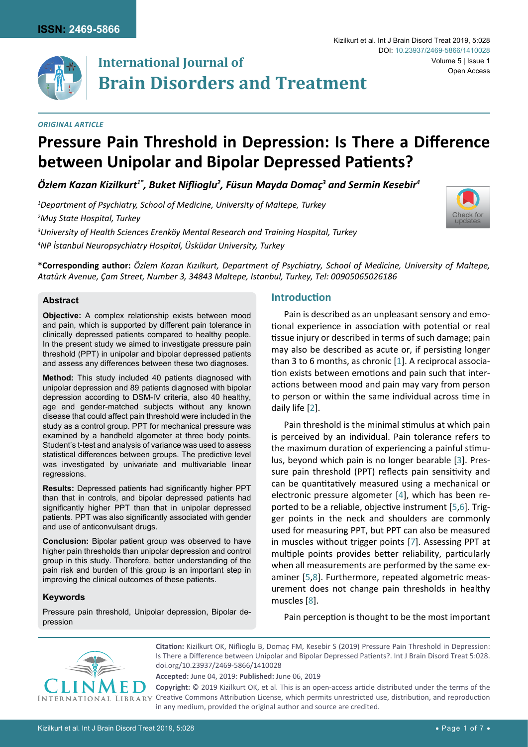*ORIGINAL ARTICLE*

# Pressure Pain Threshold in Depression: Is There a Difference between Unipolar and Bipolar Depressed Patients?

***Özlem Kazan Kizilkurt[1*], Buket Niflioglu[2], Füsun Mayda Domaç[3] and Sermin Kesebir[4]***

*[1]Department of Psychiatry, School of Medicine, University of Maltepe, Turkey*

*[2]Muş State Hospital, Turkey*

*[3]University of Health Sciences Erenköy Mental Research and Training Hospital, Turkey*

*[4]NP İstanbul Neuropsychiatry Hospital, Üsküdar University, Turkey*

**\*Corresponding author:** *Özlem Kazan Kızılkurt, Department of Psychiatry, School of Medicine, University of Maltepe, Atatürk Avenue, Çam Street, Number 3, 34843 Maltepe, Istanbul, Turkey, Tel: 00905065026186*

## Abstract

**Objective:** A complex relationship exists between mood and pain, which is supported by different pain tolerance in clinically depressed patients compared to healthy people. In the present study we aimed to investigate pressure pain threshold (PPT) in unipolar and bipolar depressed patients and assess any differences between these two diagnoses.

**Method:** This study included 40 patients diagnosed with unipolar depression and 89 patients diagnosed with bipolar depression according to DSM-IV criteria, also 40 healthy, age and gender-matched subjects without any known disease that could affect pain threshold were included in the study as a control group. PPT for mechanical pressure was examined by a handheld algometer at three body points. Student's t-test and analysis of variance was used to assess statistical differences between groups. The predictive level was investigated by univariate and multivariable linear regressions.

**Results:** Depressed patients had significantly higher PPT than that in controls, and bipolar depressed patients had significantly higher PPT than that in unipolar depressed patients. PPT was also significantly associated with gender and use of anticonvulsant drugs.

**Conclusion:** Bipolar patient group was observed to have higher pain thresholds than unipolar depression and control group in this study. Therefore, better understanding of the pain risk and burden of this group is an important step in improving the clinical outcomes of these patients.

### Keywords

Pressure pain threshold, Unipolar depression, Bipolar depression

## Introduction

Pain is described as an unpleasant sensory and emotional experience in association with potential or real tissue injury or described in terms of such damage; pain may also be described as acute or, if persisting longer than 3 to 6 months, as chronic [1]. A reciprocal association exists between emotions and pain such that interactions between mood and pain may vary from person to person or within the same individual across time in daily life [2].

Pain threshold is the minimal stimulus at which pain is perceived by an individual. Pain tolerance refers to the maximum duration of experiencing a painful stimulus, beyond which pain is no longer bearable [3]. Pressure pain threshold (PPT) reflects pain sensitivity and can be quantitatively measured using a mechanical or electronic pressure algometer [4], which has been reported to be a reliable, objective instrument [5,6]. Trigger points in the neck and shoulders are commonly used for measuring PPT, but PPT can also be measured in muscles without trigger points [7]. Assessing PPT at multiple points provides better reliability, particularly when all measurements are performed by the same examiner [5,8]. Furthermore, repeated algometric measurement does not change pain thresholds in healthy muscles [8].

Pain perception is thought to be the most important

**Citation:** Kizilkurt OK, Niflioglu B, Domaç FM, Kesebir S (2019) Pressure Pain Threshold in Depression: Is There a Difference between Unipolar and Bipolar Depressed Patients?. Int J Brain Disord Treat 5:028. doi.org/10.23937/2469-5866/1410028

**Accepted:** June 04, 2019: **Published:** June 06, 2019

**Copyright:** © 2019 Kizilkurt OK, et al. This is an open-access article distributed under the terms of the Creative Commons Attribution License, which permits unrestricted use, distribution, and reproduction in any medium, provided the original author and source are credited.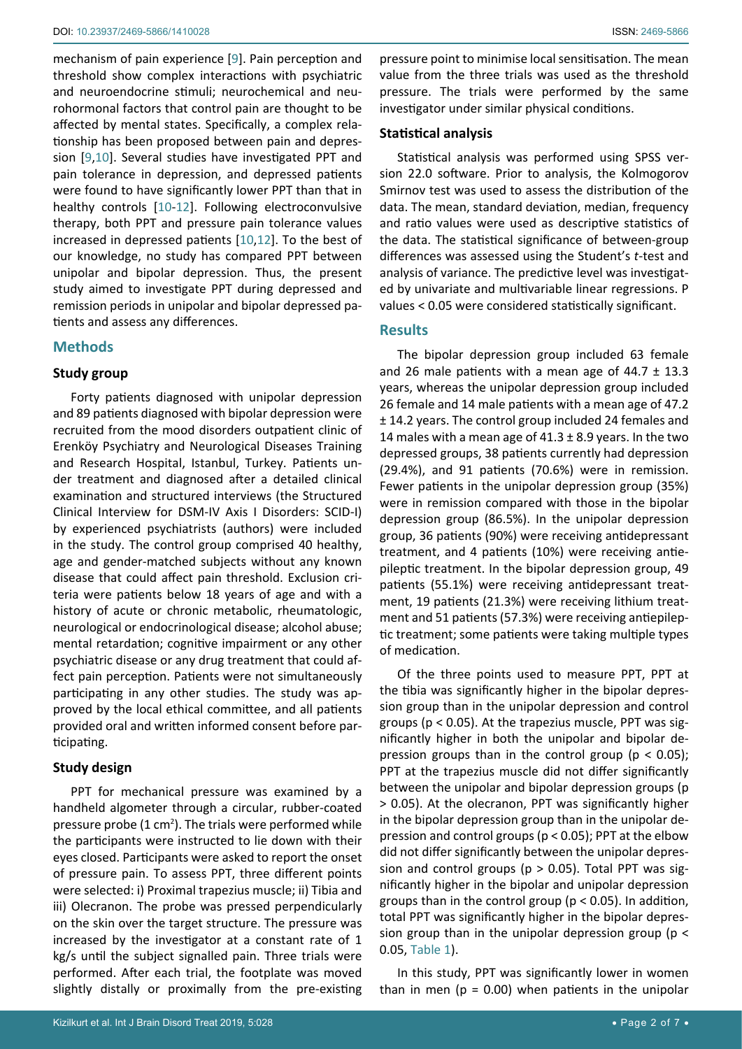mechanism of pain experience [9]. Pain perception and threshold show complex interactions with psychiatric and neuroendocrine stimuli; neurochemical and neurohormonal factors that control pain are thought to be affected by mental states. Specifically, a complex relationship has been proposed between pain and depression [9,10]. Several studies have investigated PPT and pain tolerance in depression, and depressed patients were found to have significantly lower PPT than that in healthy controls [10-12]. Following electroconvulsive therapy, both PPT and pressure pain tolerance values increased in depressed patients [10,12]. To the best of our knowledge, no study has compared PPT between unipolar and bipolar depression. Thus, the present study aimed to investigate PPT during depressed and remission periods in unipolar and bipolar depressed patients and assess any differences.

## Methods

### Study group

Forty patients diagnosed with unipolar depression and 89 patients diagnosed with bipolar depression were recruited from the mood disorders outpatient clinic of Erenköy Psychiatry and Neurological Diseases Training and Research Hospital, Istanbul, Turkey. Patients under treatment and diagnosed after a detailed clinical examination and structured interviews (the Structured Clinical Interview for DSM-IV Axis I Disorders: SCID-I) by experienced psychiatrists (authors) were included in the study. The control group comprised 40 healthy, age and gender-matched subjects without any known disease that could affect pain threshold. Exclusion criteria were patients below 18 years of age and with a history of acute or chronic metabolic, rheumatologic, neurological or endocrinological disease; alcohol abuse; mental retardation; cognitive impairment or any other psychiatric disease or any drug treatment that could affect pain perception. Patients were not simultaneously participating in any other studies. The study was approved by the local ethical committee, and all patients provided oral and written informed consent before participating.

### Study design

PPT for mechanical pressure was examined by a handheld algometer through a circular, rubber-coated pressure probe (1 $cm^2$). The trials were performed while the participants were instructed to lie down with their eyes closed. Participants were asked to report the onset of pressure pain. To assess PPT, three different points were selected: i) Proximal trapezius muscle; ii) Tibia and iii) Olecranon. The probe was pressed perpendicularly on the skin over the target structure. The pressure was increased by the investigator at a constant rate of 1 kg/s until the subject signalled pain. Three trials were performed. After each trial, the footplate was moved slightly distally or proximally from the pre-existing pressure point to minimise local sensitisation. The mean value from the three trials was used as the threshold pressure. The trials were performed by the same investigator under similar physical conditions.

### Statistical analysis

Statistical analysis was performed using SPSS version 22.0 software. Prior to analysis, the Kolmogorov Smirnov test was used to assess the distribution of the data. The mean, standard deviation, median, frequency and ratio values were used as descriptive statistics of the data. The statistical significance of between-group differences was assessed using the Student's *t*-test and analysis of variance. The predictive level was investigated by univariate and multivariable linear regressions. P values < 0.05 were considered statistically significant.

## Results

The bipolar depression group included 63 female and 26 male patients with a mean age of 44.7 ± 13.3 years, whereas the unipolar depression group included 26 female and 14 male patients with a mean age of 47.2 ± 14.2 years. The control group included 24 females and 14 males with a mean age of 41.3 ± 8.9 years. In the two depressed groups, 38 patients currently had depression (29.4%), and 91 patients (70.6%) were in remission. Fewer patients in the unipolar depression group (35%) were in remission compared with those in the bipolar depression group (86.5%). In the unipolar depression group, 36 patients (90%) were receiving antidepressant treatment, and 4 patients (10%) were receiving antiepileptic treatment. In the bipolar depression group, 49 patients (55.1%) were receiving antidepressant treatment, 19 patients (21.3%) were receiving lithium treatment and 51 patients (57.3%) were receiving antiepileptic treatment; some patients were taking multiple types of medication.

Of the three points used to measure PPT, PPT at the tibia was significantly higher in the bipolar depression group than in the unipolar depression and control groups ($p < 0.05$). At the trapezius muscle, PPT was significantly higher in both the unipolar and bipolar depression groups than in the control group ($p < 0.05$); PPT at the trapezius muscle did not differ significantly between the unipolar and bipolar depression groups ($p > 0.05$). At the olecranon, PPT was significantly higher in the bipolar depression group than in the unipolar depression and control groups ($p < 0.05$); PPT at the elbow did not differ significantly between the unipolar depression and control groups ($p > 0.05$). Total PPT was significantly higher in the bipolar and unipolar depression groups than in the control group ($p < 0.05$). In addition, total PPT was significantly higher in the bipolar depression group than in the unipolar depression group ($p < 0.05$, Table 1).

In this study, PPT was significantly lower in women than in men ($p = 0.00$) when patients in the unipolar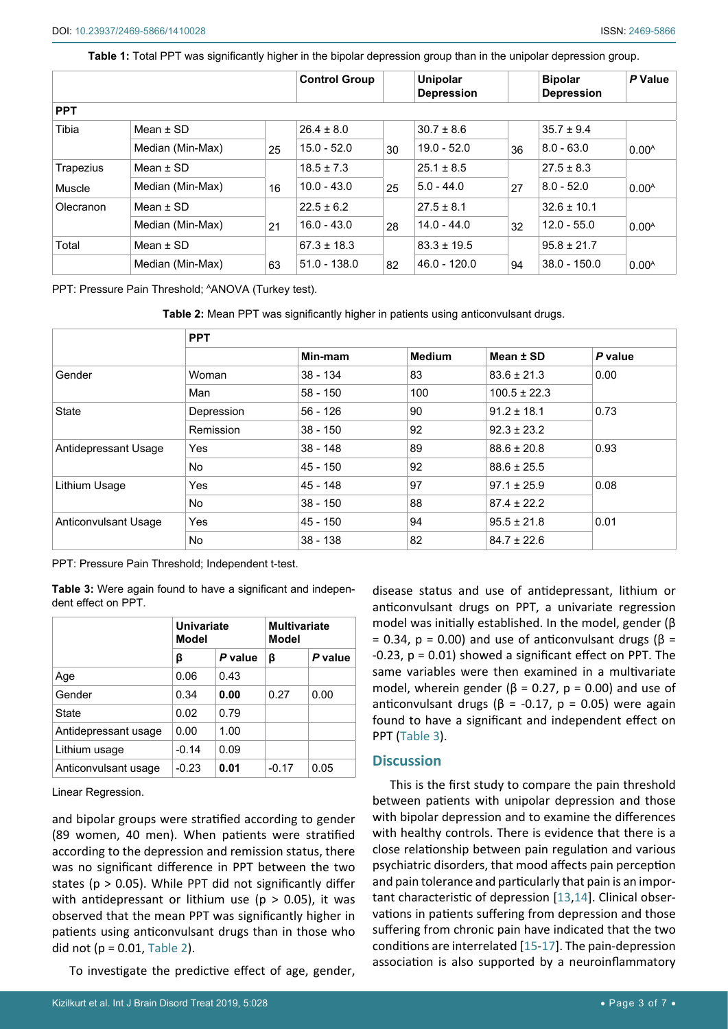**Table 1:** Total PPT was significantly higher in the bipolar depression group than in the unipolar depression group.

| | | | Control Group | | Unipolar Depression | | Bipolar Depression | P Value |
|---|---|---|---|---|---|---|---|---|
| **PPT** | | | | | | | | |
| Tibia | Mean ± SD | 25 | 26.4 ± 8.0 | 30 | 30.7 ± 8.6 | 36 | 35.7 ± 9.4 | 0.00[A] |
| | Median (Min-Max) | | 15.0 - 52.0 | | 19.0 - 52.0 | | 8.0 - 63.0 | |
| Trapezius Muscle | Mean ± SD | 16 | 18.5 ± 7.3 | 25 | 25.1 ± 8.5 | 27 | 27.5 ± 8.3 | 0.00[A] |
| | Median (Min-Max) | | 10.0 - 43.0 | | 5.0 - 44.0 | | 8.0 - 52.0 | |
| Olecranon | Mean ± SD | 21 | 22.5 ± 6.2 | 28 | 27.5 ± 8.1 | 32 | 32.6 ± 10.1 | 0.00[A] |
| | Median (Min-Max) | | 16.0 - 43.0 | | 14.0 - 44.0 | | 12.0 - 55.0 | |
| Total | Mean ± SD | 63 | 67.3 ± 18.3 | 82 | 83.3 ± 19.5 | 94 | 95.8 ± 21.7 | 0.00[A] |
| | Median (Min-Max) | | 51.0 - 138.0 | | 46.0 - 120.0 | | 38.0 - 150.0 | |

PPT: Pressure Pain Threshold; [A]ANOVA (Turkey test).

**Table 2:** Mean PPT was significantly higher in patients using anticonvulsant drugs.

| | PPT | | | | |
|---|---|---|---|---|---|
| | | Min-mam | Medium | Mean ± SD | P value |
| Gender | Woman | 38 - 134 | 83 | 83.6 ± 21.3 | 0.00 |
| | Man | 58 - 150 | 100 | 100.5 ± 22.3 | |
| State | Depression | 56 - 126 | 90 | 91.2 ± 18.1 | 0.73 |
| | Remission | 38 - 150 | 92 | 92.3 ± 23.2 | |
| Antidepressant Usage | Yes | 38 - 148 | 89 | 88.6 ± 20.8 | 0.93 |
| | No | 45 - 150 | 92 | 88.6 ± 25.5 | |
| Lithium Usage | Yes | 45 - 148 | 97 | 97.1 ± 25.9 | 0.08 |
| | No | 38 - 150 | 88 | 87.4 ± 22.2 | |
| Anticonvulsant Usage | Yes | 45 - 150 | 94 | 95.5 ± 21.8 | 0.01 |
| | No | 38 - 138 | 82 | 84.7 ± 22.6 | |

PPT: Pressure Pain Threshold; Independent t-test.

**Table 3:** Were again found to have a significant and independent effect on PPT.

| | Univariate Model | | Multivariate Model | |
|---|---|---|---|---|
| | β | P value | β | P value |
| Age | 0.06 | 0.43 | | |
| Gender | 0.34 | **0.00** | 0.27 | 0.00 |
| State | 0.02 | 0.79 | | |
| Antidepressant usage | 0.00 | 1.00 | | |
| Lithium usage | -0.14 | 0.09 | | |
| Anticonvulsant usage | -0.23 | **0.01** | -0.17 | 0.05 |

Linear Regression.

and bipolar groups were stratified according to gender (89 women, 40 men). When patients were stratified according to the depression and remission status, there was no significant difference in PPT between the two states ($p > 0.05$). While PPT did not significantly differ with antidepressant or lithium use ($p > 0.05$), it was observed that the mean PPT was significantly higher in patients using anticonvulsant drugs than in those who did not ($p = 0.01$, Table 2).

To investigate the predictive effect of age, gender, disease status and use of antidepressant, lithium or anticonvulsant drugs on PPT, a univariate regression model was initially established. In the model, gender ($\beta = 0.34$, $p = 0.00$) and use of anticonvulsant drugs ($\beta = -0.23$, $p = 0.01$) showed a significant effect on PPT. The same variables were then examined in a multivariate model, wherein gender ($\beta = 0.27$, $p = 0.00$) and use of anticonvulsant drugs ($\beta = -0.17$, $p = 0.05$) were again found to have a significant and independent effect on PPT (Table 3).

## Discussion

This is the first study to compare the pain threshold between patients with unipolar depression and those with bipolar depression and to examine the differences with healthy controls. There is evidence that there is a close relationship between pain regulation and various psychiatric disorders, that mood affects pain perception and pain tolerance and particularly that pain is an important characteristic of depression [13,14]. Clinical observations in patients suffering from depression and those suffering from chronic pain have indicated that the two conditions are interrelated [15-17]. The pain-depression association is also supported by a neuroinflammatory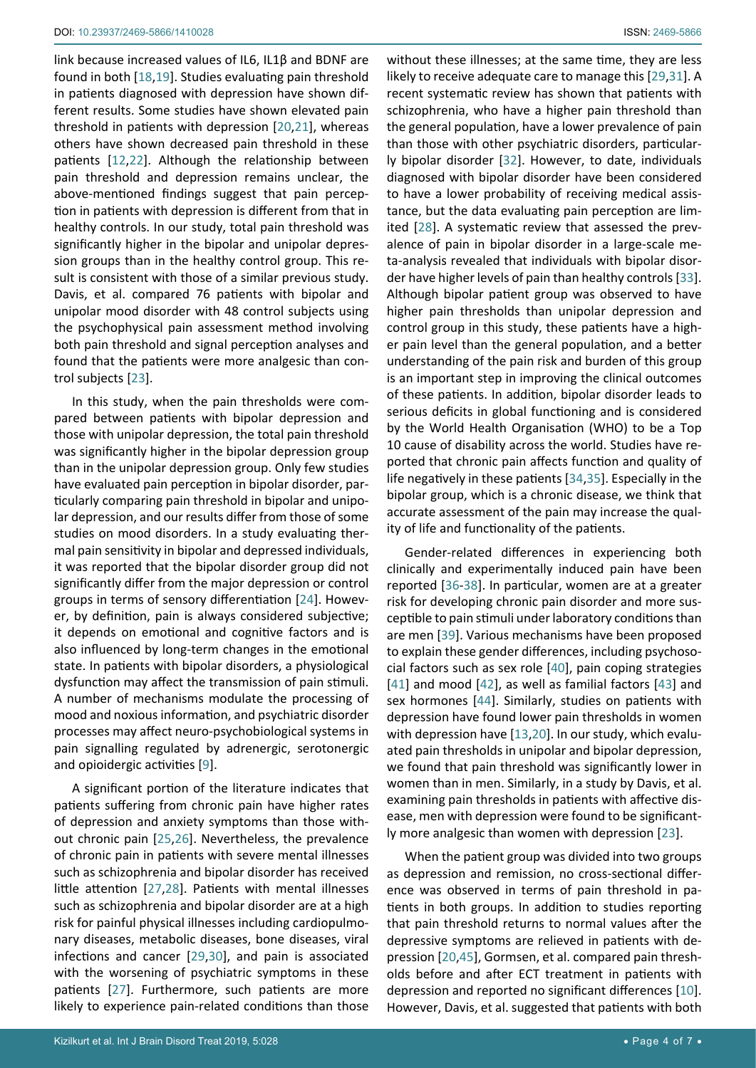link because increased values of IL6, IL1β and BDNF are found in both [18,19]. Studies evaluating pain threshold in patients diagnosed with depression have shown different results. Some studies have shown elevated pain threshold in patients with depression [20,21], whereas others have shown decreased pain threshold in these patients [12,22]. Although the relationship between pain threshold and depression remains unclear, the above-mentioned findings suggest that pain perception in patients with depression is different from that in healthy controls. In our study, total pain threshold was significantly higher in the bipolar and unipolar depression groups than in the healthy control group. This result is consistent with those of a similar previous study. Davis, et al. compared 76 patients with bipolar and unipolar mood disorder with 48 control subjects using the psychophysical pain assessment method involving both pain threshold and signal perception analyses and found that the patients were more analgesic than control subjects [23].

In this study, when the pain thresholds were compared between patients with bipolar depression and those with unipolar depression, the total pain threshold was significantly higher in the bipolar depression group than in the unipolar depression group. Only few studies have evaluated pain perception in bipolar disorder, particularly comparing pain threshold in bipolar and unipolar depression, and our results differ from those of some studies on mood disorders. In a study evaluating thermal pain sensitivity in bipolar and depressed individuals, it was reported that the bipolar disorder group did not significantly differ from the major depression or control groups in terms of sensory differentiation [24]. However, by definition, pain is always considered subjective; it depends on emotional and cognitive factors and is also influenced by long-term changes in the emotional state. In patients with bipolar disorders, a physiological dysfunction may affect the transmission of pain stimuli. A number of mechanisms modulate the processing of mood and noxious information, and psychiatric disorder processes may affect neuro-psychobiological systems in pain signalling regulated by adrenergic, serotonergic and opioidergic activities [9].

A significant portion of the literature indicates that patients suffering from chronic pain have higher rates of depression and anxiety symptoms than those without chronic pain [25,26]. Nevertheless, the prevalence of chronic pain in patients with severe mental illnesses such as schizophrenia and bipolar disorder has received little attention [27,28]. Patients with mental illnesses such as schizophrenia and bipolar disorder are at a high risk for painful physical illnesses including cardiopulmonary diseases, metabolic diseases, bone diseases, viral infections and cancer [29,30], and pain is associated with the worsening of psychiatric symptoms in these patients [27]. Furthermore, such patients are more likely to experience pain-related conditions than those without these illnesses; at the same time, they are less likely to receive adequate care to manage this [29,31]. A recent systematic review has shown that patients with schizophrenia, who have a higher pain threshold than the general population, have a lower prevalence of pain than those with other psychiatric disorders, particularly bipolar disorder [32]. However, to date, individuals diagnosed with bipolar disorder have been considered to have a lower probability of receiving medical assistance, but the data evaluating pain perception are limited [28]. A systematic review that assessed the prevalence of pain in bipolar disorder in a large-scale meta-analysis revealed that individuals with bipolar disorder have higher levels of pain than healthy controls [33]. Although bipolar patient group was observed to have higher pain thresholds than unipolar depression and control group in this study, these patients have a higher pain level than the general population, and a better understanding of the pain risk and burden of this group is an important step in improving the clinical outcomes of these patients. In addition, bipolar disorder leads to serious deficits in global functioning and is considered by the World Health Organisation (WHO) to be a Top 10 cause of disability across the world. Studies have reported that chronic pain affects function and quality of life negatively in these patients [34,35]. Especially in the bipolar group, which is a chronic disease, we think that accurate assessment of the pain may increase the quality of life and functionality of the patients.

Gender-related differences in experiencing both clinically and experimentally induced pain have been reported [36-38]. In particular, women are at a greater risk for developing chronic pain disorder and more susceptible to pain stimuli under laboratory conditions than are men [39]. Various mechanisms have been proposed to explain these gender differences, including psychosocial factors such as sex role [40], pain coping strategies [41] and mood [42], as well as familial factors [43] and sex hormones [44]. Similarly, studies on patients with depression have found lower pain thresholds in women with depression have [13,20]. In our study, which evaluated pain thresholds in unipolar and bipolar depression, we found that pain threshold was significantly lower in women than in men. Similarly, in a study by Davis, et al. examining pain thresholds in patients with affective disease, men with depression were found to be significantly more analgesic than women with depression [23].

When the patient group was divided into two groups as depression and remission, no cross-sectional difference was observed in terms of pain threshold in patients in both groups. In addition to studies reporting that pain threshold returns to normal values after the depressive symptoms are relieved in patients with depression [20,45], Gormsen, et al. compared pain thresholds before and after ECT treatment in patients with depression and reported no significant differences [10]. However, Davis, et al. suggested that patients with both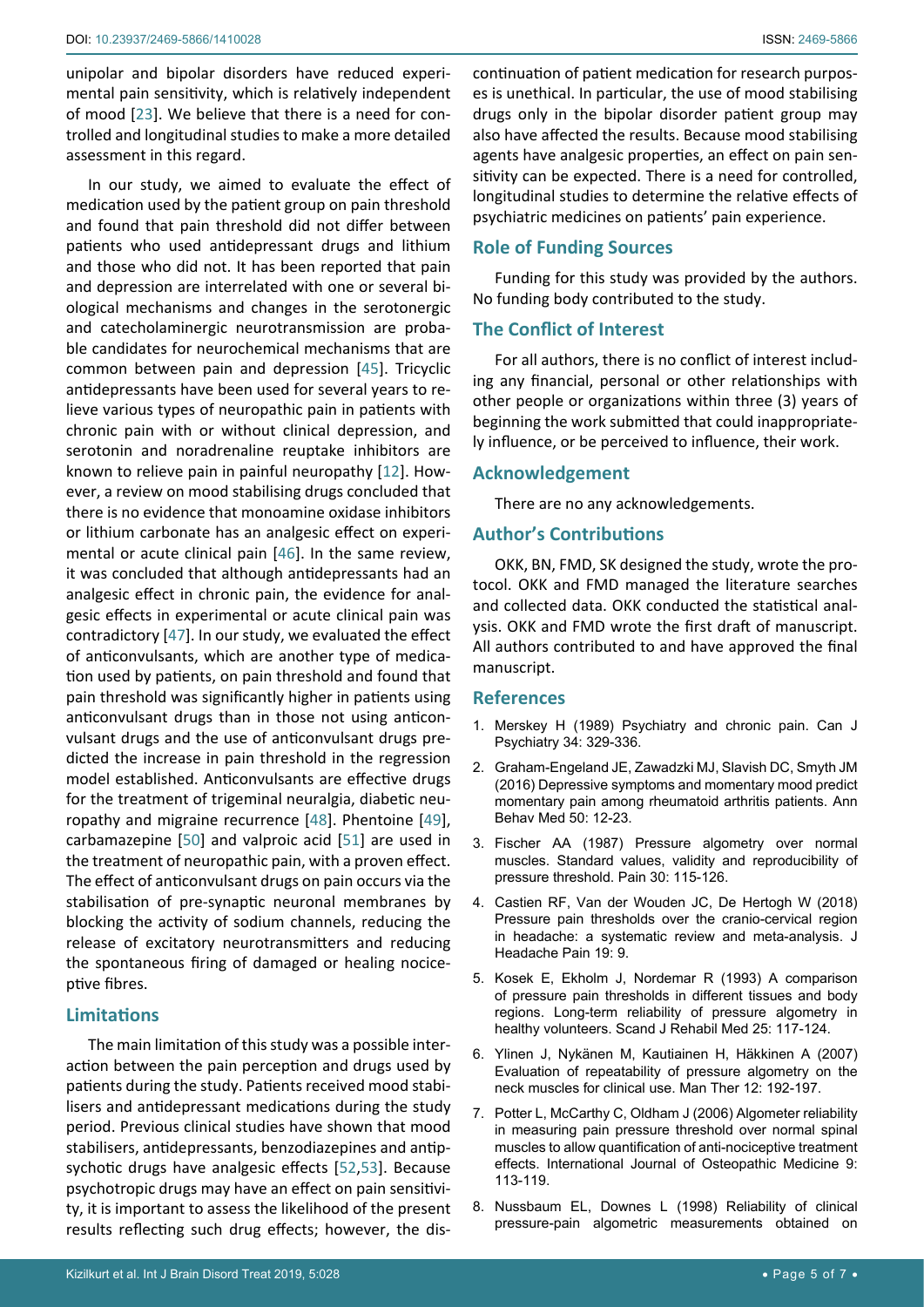unipolar and bipolar disorders have reduced experimental pain sensitivity, which is relatively independent of mood [23]. We believe that there is a need for controlled and longitudinal studies to make a more detailed assessment in this regard.

In our study, we aimed to evaluate the effect of medication used by the patient group on pain threshold and found that pain threshold did not differ between patients who used antidepressant drugs and lithium and those who did not. It has been reported that pain and depression are interrelated with one or several biological mechanisms and changes in the serotonergic and catecholaminergic neurotransmission are probable candidates for neurochemical mechanisms that are common between pain and depression [45]. Tricyclic antidepressants have been used for several years to relieve various types of neuropathic pain in patients with chronic pain with or without clinical depression, and serotonin and noradrenaline reuptake inhibitors are known to relieve pain in painful neuropathy [12]. However, a review on mood stabilising drugs concluded that there is no evidence that monoamine oxidase inhibitors or lithium carbonate has an analgesic effect on experimental or acute clinical pain [46]. In the same review, it was concluded that although antidepressants had an analgesic effect in chronic pain, the evidence for analgesic effects in experimental or acute clinical pain was contradictory [47]. In our study, we evaluated the effect of anticonvulsants, which are another type of medication used by patients, on pain threshold and found that pain threshold was significantly higher in patients using anticonvulsant drugs than in those not using anticonvulsant drugs and the use of anticonvulsant drugs predicted the increase in pain threshold in the regression model established. Anticonvulsants are effective drugs for the treatment of trigeminal neuralgia, diabetic neuropathy and migraine recurrence [48]. Phentoine [49], carbamazepine [50] and valproic acid [51] are used in the treatment of neuropathic pain, with a proven effect. The effect of anticonvulsant drugs on pain occurs via the stabilisation of pre-synaptic neuronal membranes by blocking the activity of sodium channels, reducing the release of excitatory neurotransmitters and reducing the spontaneous firing of damaged or healing nociceptive fibres.

## Limitations

The main limitation of this study was a possible interaction between the pain perception and drugs used by patients during the study. Patients received mood stabilisers and antidepressant medications during the study period. Previous clinical studies have shown that mood stabilisers, antidepressants, benzodiazepines and antipsychotic drugs have analgesic effects [52,53]. Because psychotropic drugs may have an effect on pain sensitivity, it is important to assess the likelihood of the present results reflecting such drug effects; however, the discontinuation of patient medication for research purposes is unethical. In particular, the use of mood stabilising drugs only in the bipolar disorder patient group may also have affected the results. Because mood stabilising agents have analgesic properties, an effect on pain sensitivity can be expected. There is a need for controlled, longitudinal studies to determine the relative effects of psychiatric medicines on patients' pain experience.

## Role of Funding Sources

Funding for this study was provided by the authors. No funding body contributed to the study.

## The Conflict of Interest

For all authors, there is no conflict of interest including any financial, personal or other relationships with other people or organizations within three (3) years of beginning the work submitted that could inappropriately influence, or be perceived to influence, their work.

## Acknowledgement

There are no any acknowledgements.

## Author's Contributions

OKK, BN, FMD, SK designed the study, wrote the protocol. OKK and FMD managed the literature searches and collected data. OKK conducted the statistical analysis. OKK and FMD wrote the first draft of manuscript. All authors contributed to and have approved the final manuscript.

## References

1. Merskey H (1989) Psychiatry and chronic pain. Can J Psychiatry 34: 329-336.
2. Graham-Engeland JE, Zawadzki MJ, Slavish DC, Smyth JM (2016) Depressive symptoms and momentary mood predict momentary pain among rheumatoid arthritis patients. Ann Behav Med 50: 12-23.
3. Fischer AA (1987) Pressure algometry over normal muscles. Standard values, validity and reproducibility of pressure threshold. Pain 30: 115-126.
4. Castien RF, Van der Wouden JC, De Hertogh W (2018) Pressure pain thresholds over the cranio-cervical region in headache: a systematic review and meta-analysis. J Headache Pain 19: 9.
5. Kosek E, Ekholm J, Nordemar R (1993) A comparison of pressure pain thresholds in different tissues and body regions. Long-term reliability of pressure algometry in healthy volunteers. Scand J Rehabil Med 25: 117-124.
6. Ylinen J, Nykänen M, Kautiainen H, Häkkinen A (2007) Evaluation of repeatability of pressure algometry on the neck muscles for clinical use. Man Ther 12: 192-197.
7. Potter L, McCarthy C, Oldham J (2006) Algometer reliability in measuring pain pressure threshold over normal spinal muscles to allow quantification of anti-nociceptive treatment effects. International Journal of Osteopathic Medicine 9: 113-119.
8. Nussbaum EL, Downes L (1998) Reliability of clinical pressure-pain algometric measurements obtained on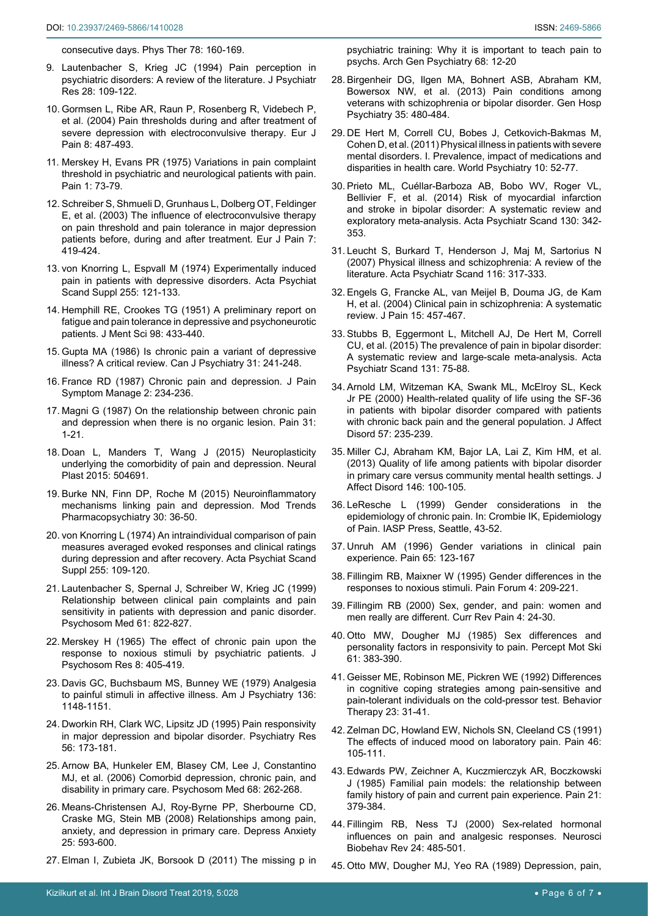consecutive days. Phys Ther 78: 160-169.

9. Lautenbacher S, Krieg JC (1994) Pain perception in psychiatric disorders: A review of the literature. J Psychiatr Res 28: 109-122.
10. Gormsen L, Ribe AR, Raun P, Rosenberg R, Videbech P, et al. (2004) Pain thresholds during and after treatment of severe depression with electroconvulsive therapy. Eur J Pain 8: 487-493.
11. Merskey H, Evans PR (1975) Variations in pain complaint threshold in psychiatric and neurological patients with pain. Pain 1: 73-79.
12. Schreiber S, Shmueli D, Grunhaus L, Dolberg OT, Feldinger E, et al. (2003) The influence of electroconvulsive therapy on pain threshold and pain tolerance in major depression patients before, during and after treatment. Eur J Pain 7: 419-424.
13. von Knorring L, Espvall M (1974) Experimentally induced pain in patients with depressive disorders. Acta Psychiat Scand Suppl 255: 121-133.
14. Hemphill RE, Crookes TG (1951) A preliminary report on fatigue and pain tolerance in depressive and psychoneurotic patients. J Ment Sci 98: 433-440.
15. Gupta MA (1986) Is chronic pain a variant of depressive illness? A critical review. Can J Psychiatry 31: 241-248.
16. France RD (1987) Chronic pain and depression. J Pain Symptom Manage 2: 234-236.
17. Magni G (1987) On the relationship between chronic pain and depression when there is no organic lesion. Pain 31: 1-21.
18. Doan L, Manders T, Wang J (2015) Neuroplasticity underlying the comorbidity of pain and depression. Neural Plast 2015: 504691.
19. Burke NN, Finn DP, Roche M (2015) Neuroinflammatory mechanisms linking pain and depression. Mod Trends Pharmacopsychiatry 30: 36-50.
20. von Knorring L (1974) An intraindividual comparison of pain measures averaged evoked responses and clinical ratings during depression and after recovery. Acta Psychiat Scand Suppl 255: 109-120.
21. Lautenbacher S, Spernal J, Schreiber W, Krieg JC (1999) Relationship between clinical pain complaints and pain sensitivity in patients with depression and panic disorder. Psychosom Med 61: 822-827.
22. Merskey H (1965) The effect of chronic pain upon the response to noxious stimuli by psychiatric patients. J Psychosom Res 8: 405-419.
23. Davis GC, Buchsbaum MS, Bunney WE (1979) Analgesia to painful stimuli in affective illness. Am J Psychiatry 136: 1148-1151.
24. Dworkin RH, Clark WC, Lipsitz JD (1995) Pain responsivity in major depression and bipolar disorder. Psychiatry Res 56: 173-181.
25. Arnow BA, Hunkeler EM, Blasey CM, Lee J, Constantino MJ, et al. (2006) Comorbid depression, chronic pain, and disability in primary care. Psychosom Med 68: 262-268.
26. Means-Christensen AJ, Roy-Byrne PP, Sherbourne CD, Craske MG, Stein MB (2008) Relationships among pain, anxiety, and depression in primary care. Depress Anxiety 25: 593-600.
27. Elman I, Zubieta JK, Borsook D (2011) The missing p in psychiatric training: Why it is important to teach pain to psychs. Arch Gen Psychiatry 68: 12-20
28. Birgenheir DG, Ilgen MA, Bohnert ASB, Abraham KM, Bowersox NW, et al. (2013) Pain conditions among veterans with schizophrenia or bipolar disorder. Gen Hosp Psychiatry 35: 480-484.
29. DE Hert M, Correll CU, Bobes J, Cetkovich-Bakmas M, Cohen D, et al. (2011) Physical illness in patients with severe mental disorders. I. Prevalence, impact of medications and disparities in health care. World Psychiatry 10: 52-77.
30. Prieto ML, Cuéllar-Barboza AB, Bobo WV, Roger VL, Bellivier F, et al. (2014) Risk of myocardial infarction and stroke in bipolar disorder: A systematic review and exploratory meta-analysis. Acta Psychiatr Scand 130: 342-353.
31. Leucht S, Burkard T, Henderson J, Maj M, Sartorius N (2007) Physical illness and schizophrenia: A review of the literature. Acta Psychiatr Scand 116: 317-333.
32. Engels G, Francke AL, van Meijel B, Douma JG, de Kam H, et al. (2004) Clinical pain in schizophrenia: A systematic review. J Pain 15: 457-467.
33. Stubbs B, Eggermont L, Mitchell AJ, De Hert M, Correll CU, et al. (2015) The prevalence of pain in bipolar disorder: A systematic review and large-scale meta-analysis. Acta Psychiatr Scand 131: 75-88.
34. Arnold LM, Witzeman KA, Swank ML, McElroy SL, Keck Jr PE (2000) Health-related quality of life using the SF-36 in patients with bipolar disorder compared with patients with chronic back pain and the general population. J Affect Disord 57: 235-239.
35. Miller CJ, Abraham KM, Bajor LA, Lai Z, Kim HM, et al. (2013) Quality of life among patients with bipolar disorder in primary care versus community mental health settings. J Affect Disord 146: 100-105.
36. LeResche L (1999) Gender considerations in the epidemiology of chronic pain. In: Crombie IK, Epidemiology of Pain. IASP Press, Seattle, 43-52.
37. Unruh AM (1996) Gender variations in clinical pain experience. Pain 65: 123-167
38. Fillingim RB, Maixner W (1995) Gender differences in the responses to noxious stimuli. Pain Forum 4: 209-221.
39. Fillingim RB (2000) Sex, gender, and pain: women and men really are different. Curr Rev Pain 4: 24-30.
40. Otto MW, Dougher MJ (1985) Sex differences and personality factors in responsivity to pain. Percept Mot Ski 61: 383-390.
41. Geisser ME, Robinson ME, Pickren WE (1992) Differences in cognitive coping strategies among pain-sensitive and pain-tolerant individuals on the cold-pressor test. Behavior Therapy 23: 31-41.
42. Zelman DC, Howland EW, Nichols SN, Cleeland CS (1991) The effects of induced mood on laboratory pain. Pain 46: 105-111.
43. Edwards PW, Zeichner A, Kuczmierczyk AR, Boczkowski J (1985) Familial pain models: the relationship between family history of pain and current pain experience. Pain 21: 379-384.
44. Fillingim RB, Ness TJ (2000) Sex-related hormonal influences on pain and analgesic responses. Neurosci Biobehav Rev 24: 485-501.
45. Otto MW, Dougher MJ, Yeo RA (1989) Depression, pain,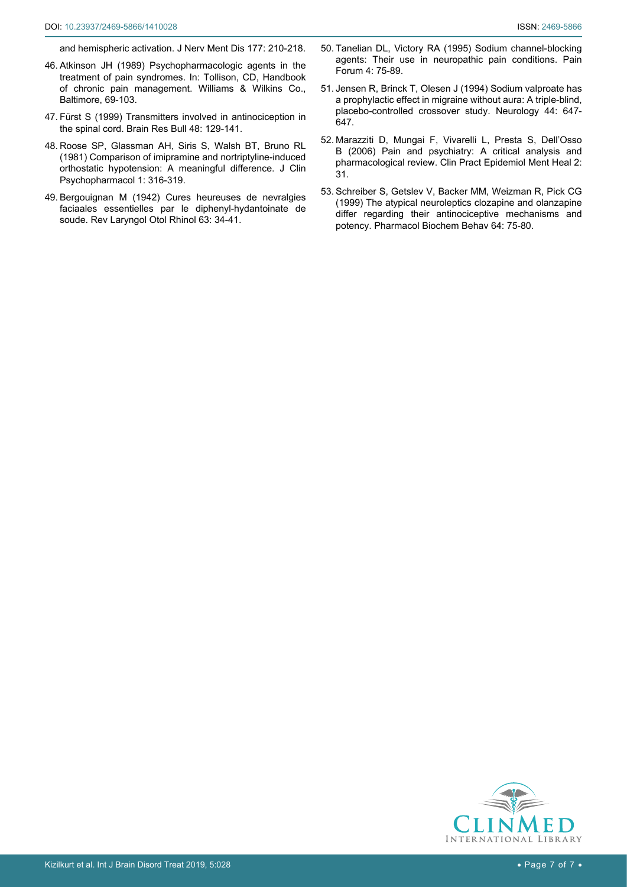and hemispheric activation. J Nerv Ment Dis 177: 210-218.

46. Atkinson JH (1989) Psychopharmacologic agents in the treatment of pain syndromes. In: Tollison, CD, Handbook of chronic pain management. Williams & Wilkins Co., Baltimore, 69-103.
47. Fürst S (1999) Transmitters involved in antinociception in the spinal cord. Brain Res Bull 48: 129-141.
48. Roose SP, Glassman AH, Siris S, Walsh BT, Bruno RL (1981) Comparison of imipramine and nortriptyline-induced orthostatic hypotension: A meaningful difference. J Clin Psychopharmacol 1: 316-319.
49. Bergouignan M (1942) Cures heureuses de nevralgies faciaales essentielles par le diphenyl-hydantoinate de soude. Rev Laryngol Otol Rhinol 63: 34-41.
50. Tanelian DL, Victory RA (1995) Sodium channel-blocking agents: Their use in neuropathic pain conditions. Pain Forum 4: 75-89.
51. Jensen R, Brinck T, Olesen J (1994) Sodium valproate has a prophylactic effect in migraine without aura: A triple-blind, placebo-controlled crossover study. Neurology 44: 647-647.
52. Marazziti D, Mungai F, Vivarelli L, Presta S, Dell'Osso B (2006) Pain and psychiatry: A critical analysis and pharmacological review. Clin Pract Epidemiol Ment Heal 2: 31.
53. Schreiber S, Getslev V, Backer MM, Weizman R, Pick CG (1999) The atypical neuroleptics clozapine and olanzapine differ regarding their antinociceptive mechanisms and potency. Pharmacol Biochem Behav 64: 75-80.